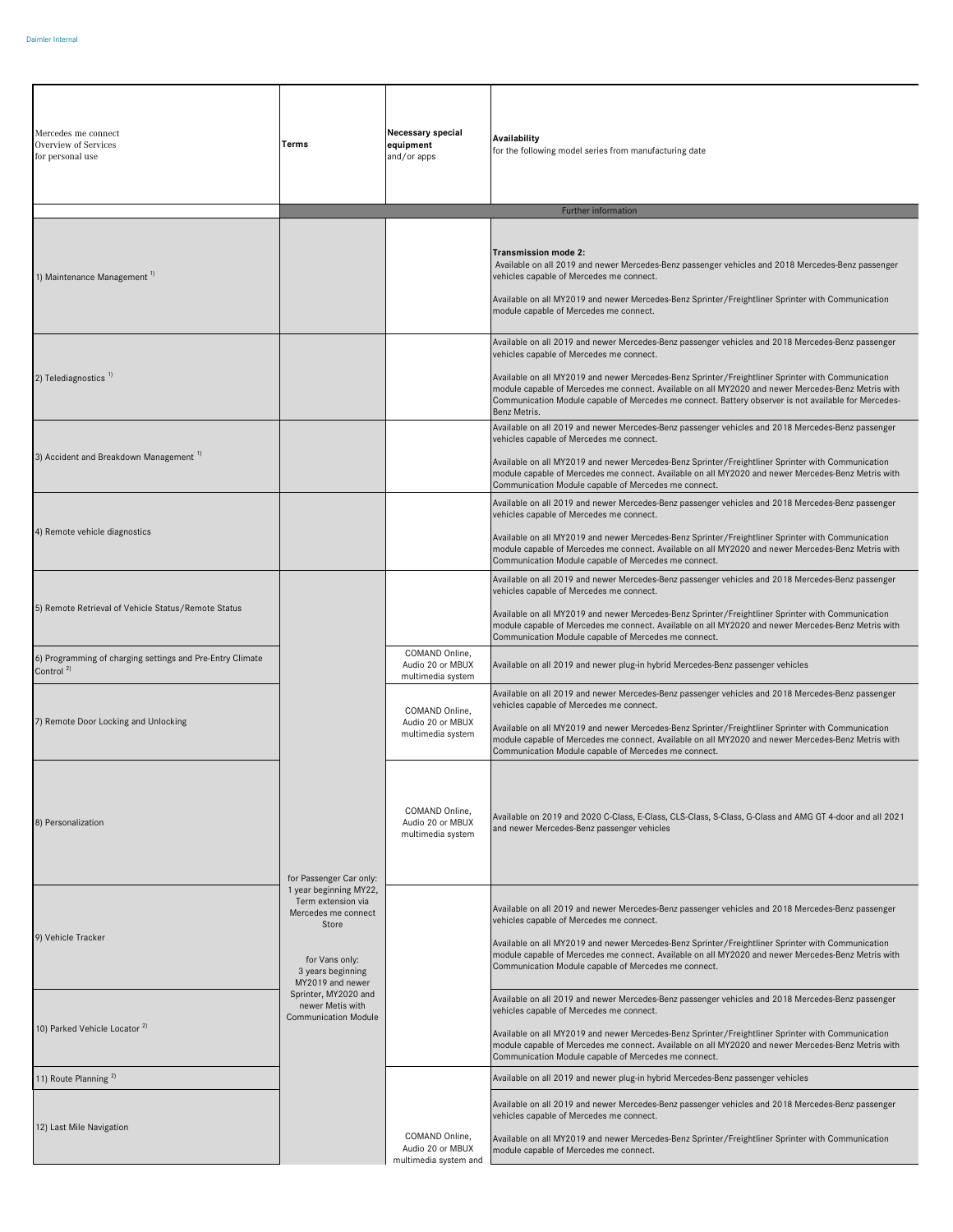| Mercedes me connect<br>Overview of Services<br>for personal use | Terms | Necessary special equipment and/or apps | Availability<br>for the following model series from manufacturing date |
|---|---|---|---|
| | | | Further information |
| 1) Maintenance Management [1] | | | **Transmission mode 2:**<br>Available on all 2019 and newer Mercedes-Benz passenger vehicles and 2018 Mercedes-Benz passenger vehicles capable of Mercedes me connect.<br><br>Available on all MY2019 and newer Mercedes-Benz Sprinter/Freightliner Sprinter with Communication module capable of Mercedes me connect. |
| 2) Telediagnostics [1] | | | Available on all 2019 and newer Mercedes-Benz passenger vehicles and 2018 Mercedes-Benz passenger vehicles capable of Mercedes me connect.<br><br>Available on all MY2019 and newer Mercedes-Benz Sprinter/Freightliner Sprinter with Communication module capable of Mercedes me connect. Available on all MY2020 and newer Mercedes-Benz Metris with Communication Module capable of Mercedes me connect. Battery observer is not available for Mercedes-Benz Metris. |
| 3) Accident and Breakdown Management [1] | | | Available on all 2019 and newer Mercedes-Benz passenger vehicles and 2018 Mercedes-Benz passenger vehicles capable of Mercedes me connect.<br><br>Available on all MY2019 and newer Mercedes-Benz Sprinter/Freightliner Sprinter with Communication module capable of Mercedes me connect. Available on all MY2020 and newer Mercedes-Benz Metris with Communication Module capable of Mercedes me connect. |
| 4) Remote vehicle diagnostics | | | Available on all 2019 and newer Mercedes-Benz passenger vehicles and 2018 Mercedes-Benz passenger vehicles capable of Mercedes me connect.<br><br>Available on all MY2019 and newer Mercedes-Benz Sprinter/Freightliner Sprinter with Communication module capable of Mercedes me connect. Available on all MY2020 and newer Mercedes-Benz Metris with Communication Module capable of Mercedes me connect. |
| 5) Remote Retrieval of Vehicle Status/Remote Status | for Passenger Car only: 1 year beginning MY22, Term extension via Mercedes me connect Store<br><br>for Vans only: 3 years beginning MY2019 and newer Sprinter, MY2020 and newer Metis with Communication Module | | Available on all 2019 and newer Mercedes-Benz passenger vehicles and 2018 Mercedes-Benz passenger vehicles capable of Mercedes me connect.<br><br>Available on all MY2019 and newer Mercedes-Benz Sprinter/Freightliner Sprinter with Communication module capable of Mercedes me connect. Available on all MY2020 and newer Mercedes-Benz Metris with Communication Module capable of Mercedes me connect. |
| 6) Programming of charging settings and Pre-Entry Climate Control [2] | | COMAND Online, Audio 20 or MBUX multimedia system | Available on all 2019 and newer plug-in hybrid Mercedes-Benz passenger vehicles |
| 7) Remote Door Locking and Unlocking | | COMAND Online, Audio 20 or MBUX multimedia system | Available on all 2019 and newer Mercedes-Benz passenger vehicles and 2018 Mercedes-Benz passenger vehicles capable of Mercedes me connect.<br><br>Available on all MY2019 and newer Mercedes-Benz Sprinter/Freightliner Sprinter with Communication module capable of Mercedes me connect. Available on all MY2020 and newer Mercedes-Benz Metris with Communication Module capable of Mercedes me connect. |
| 8) Personalization | | COMAND Online, Audio 20 or MBUX multimedia system | Available on 2019 and 2020 C-Class, E-Class, CLS-Class, S-Class, G-Class and AMG GT 4-door and all 2021 and newer Mercedes-Benz passenger vehicles |
| 9) Vehicle Tracker | | | Available on all 2019 and newer Mercedes-Benz passenger vehicles and 2018 Mercedes-Benz passenger vehicles capable of Mercedes me connect.<br><br>Available on all MY2019 and newer Mercedes-Benz Sprinter/Freightliner Sprinter with Communication module capable of Mercedes me connect. Available on all MY2020 and newer Mercedes-Benz Metris with Communication Module capable of Mercedes me connect. |
| 10) Parked Vehicle Locator [2] | | | Available on all 2019 and newer Mercedes-Benz passenger vehicles and 2018 Mercedes-Benz passenger vehicles capable of Mercedes me connect.<br><br>Available on all MY2019 and newer Mercedes-Benz Sprinter/Freightliner Sprinter with Communication module capable of Mercedes me connect. Available on all MY2020 and newer Mercedes-Benz Metris with Communication Module capable of Mercedes me connect. |
| 11) Route Planning [2] | | | Available on all 2019 and newer plug-in hybrid Mercedes-Benz passenger vehicles |
| 12) Last Mile Navigation | | COMAND Online, Audio 20 or MBUX multimedia system and | Available on all 2019 and newer Mercedes-Benz passenger vehicles and 2018 Mercedes-Benz passenger vehicles capable of Mercedes me connect.<br><br>Available on all MY2019 and newer Mercedes-Benz Sprinter/Freightliner Sprinter with Communication module capable of Mercedes me connect. |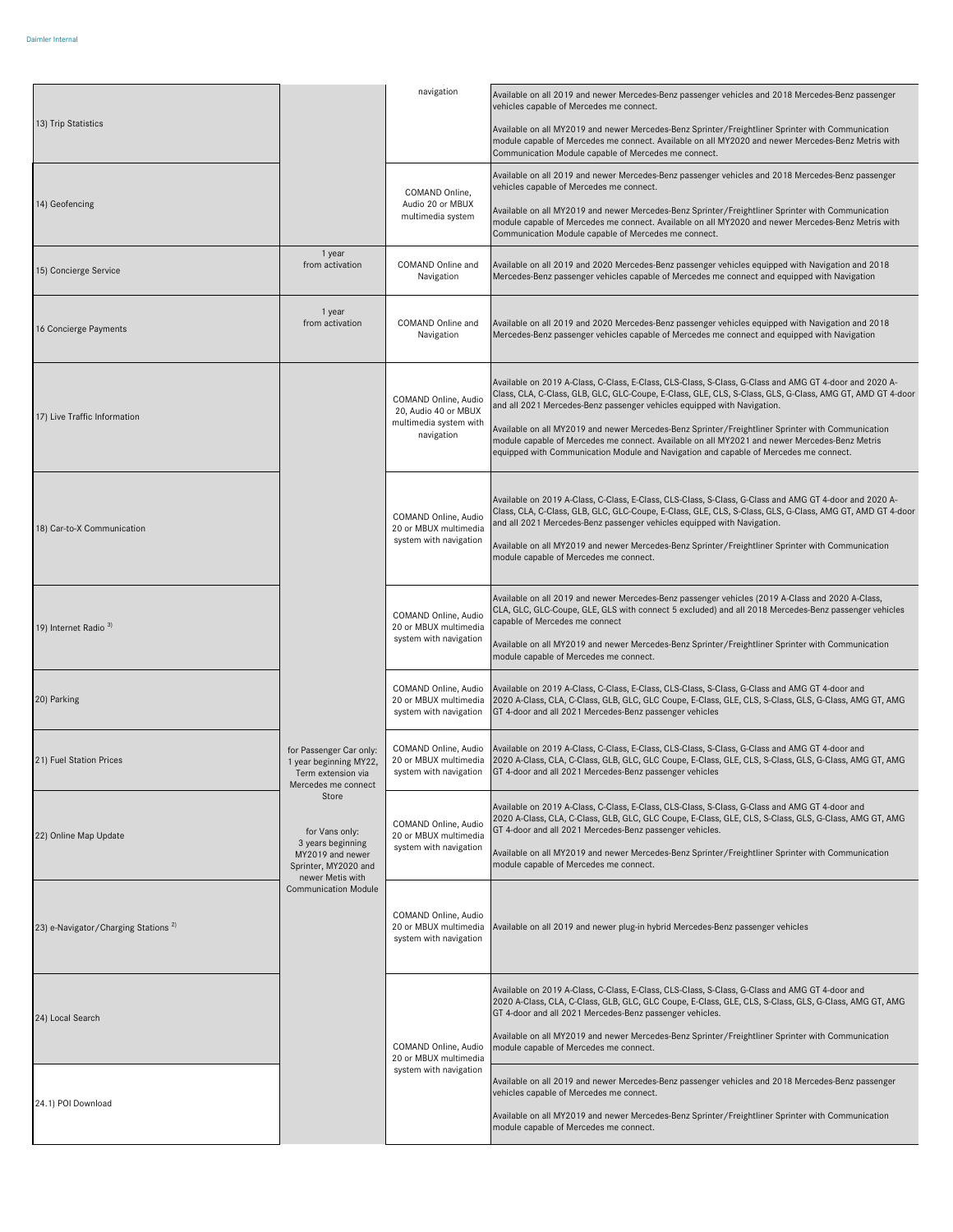| | | | |
|---|---|---|---|
| 13) Trip Statistics | | navigation | Available on all 2019 and newer Mercedes-Benz passenger vehicles and 2018 Mercedes-Benz passenger vehicles capable of Mercedes me connect.<br><br>Available on all MY2019 and newer Mercedes-Benz Sprinter/Freightliner Sprinter with Communication module capable of Mercedes me connect. Available on all MY2020 and newer Mercedes-Benz Metris with Communication Module capable of Mercedes me connect. |
| 14) Geofencing | | COMAND Online, Audio 20 or MBUX multimedia system | Available on all 2019 and newer Mercedes-Benz passenger vehicles and 2018 Mercedes-Benz passenger vehicles capable of Mercedes me connect.<br><br>Available on all MY2019 and newer Mercedes-Benz Sprinter/Freightliner Sprinter with Communication module capable of Mercedes me connect. Available on all MY2020 and newer Mercedes-Benz Metris with Communication Module capable of Mercedes me connect. |
| 15) Concierge Service | 1 year from activation | COMAND Online and Navigation | Available on all 2019 and 2020 Mercedes-Benz passenger vehicles equipped with Navigation and 2018 Mercedes-Benz passenger vehicles capable of Mercedes me connect and equipped with Navigation |
| 16 Concierge Payments | 1 year from activation | COMAND Online and Navigation | Available on all 2019 and 2020 Mercedes-Benz passenger vehicles equipped with Navigation and 2018 Mercedes-Benz passenger vehicles capable of Mercedes me connect and equipped with Navigation |
| 17) Live Traffic Information | for Passenger Car only: 1 year beginning MY22, Term extension via Mercedes me connect Store<br><br>for Vans only: 3 years beginning MY2019 and newer Sprinter, MY2020 and newer Metis with Communication Module | COMAND Online, Audio 20, Audio 40 or MBUX multimedia system with navigation | Available on 2019 A-Class, C-Class, E-Class, CLS-Class, S-Class, G-Class and AMG GT 4-door and 2020 A-Class, CLA, C-Class, GLB, GLC, GLC-Coupe, E-Class, GLE, CLS, S-Class, GLS, G-Class, AMG GT, AMD GT 4-door and all 2021 Mercedes-Benz passenger vehicles equipped with Navigation.<br><br>Available on all MY2019 and newer Mercedes-Benz Sprinter/Freightliner Sprinter with Communication module capable of Mercedes me connect. Available on all MY2021 and newer Mercedes-Benz Metris equipped with Communication Module and Navigation and capable of Mercedes me connect. |
| 18) Car-to-X Communication | | COMAND Online, Audio 20 or MBUX multimedia system with navigation | Available on 2019 A-Class, C-Class, E-Class, CLS-Class, S-Class, G-Class and AMG GT 4-door and 2020 A-Class, CLA, C-Class, GLB, GLC, GLC-Coupe, E-Class, GLE, CLS, S-Class, GLS, G-Class, AMG GT, AMD GT 4-door and all 2021 Mercedes-Benz passenger vehicles equipped with Navigation.<br><br>Available on all MY2019 and newer Mercedes-Benz Sprinter/Freightliner Sprinter with Communication module capable of Mercedes me connect. |
| 19) Internet Radio [3] | | COMAND Online, Audio 20 or MBUX multimedia system with navigation | Available on all 2019 and newer Mercedes-Benz passenger vehicles (2019 A-Class and 2020 A-Class, CLA, GLC, GLC-Coupe, GLE, GLS with connect 5 excluded) and all 2018 Mercedes-Benz passenger vehicles capable of Mercedes me connect<br><br>Available on all MY2019 and newer Mercedes-Benz Sprinter/Freightliner Sprinter with Communication module capable of Mercedes me connect. |
| 20) Parking | | COMAND Online, Audio 20 or MBUX multimedia system with navigation | Available on 2019 A-Class, C-Class, E-Class, CLS-Class, S-Class, G-Class and AMG GT 4-door and 2020 A-Class, CLA, C-Class, GLB, GLC, GLC Coupe, E-Class, GLE, CLS, S-Class, GLS, G-Class, AMG GT, AMG GT 4-door and all 2021 Mercedes-Benz passenger vehicles |
| 21) Fuel Station Prices | | COMAND Online, Audio 20 or MBUX multimedia system with navigation | Available on 2019 A-Class, C-Class, E-Class, CLS-Class, S-Class, G-Class and AMG GT 4-door and 2020 A-Class, CLA, C-Class, GLB, GLC, GLC Coupe, E-Class, GLE, CLS, S-Class, GLS, G-Class, AMG GT, AMG GT 4-door and all 2021 Mercedes-Benz passenger vehicles |
| 22) Online Map Update | | COMAND Online, Audio 20 or MBUX multimedia system with navigation | Available on 2019 A-Class, C-Class, E-Class, CLS-Class, S-Class, G-Class and AMG GT 4-door and 2020 A-Class, CLA, C-Class, GLB, GLC, GLC Coupe, E-Class, GLE, CLS, S-Class, GLS, G-Class, AMG GT, AMG GT 4-door and all 2021 Mercedes-Benz passenger vehicles.<br><br>Available on all MY2019 and newer Mercedes-Benz Sprinter/Freightliner Sprinter with Communication module capable of Mercedes me connect. |
| 23) e-Navigator/Charging Stations [2] | | COMAND Online, Audio 20 or MBUX multimedia system with navigation | Available on all 2019 and newer plug-in hybrid Mercedes-Benz passenger vehicles |
| 24) Local Search | | COMAND Online, Audio 20 or MBUX multimedia system with navigation | Available on 2019 A-Class, C-Class, E-Class, CLS-Class, S-Class, G-Class and AMG GT 4-door and 2020 A-Class, CLA, C-Class, GLB, GLC, GLC Coupe, E-Class, GLE, CLS, S-Class, GLS, G-Class, AMG GT, AMG GT 4-door and all 2021 Mercedes-Benz passenger vehicles.<br><br>Available on all MY2019 and newer Mercedes-Benz Sprinter/Freightliner Sprinter with Communication module capable of Mercedes me connect. |
| 24.1) POI Download | | | Available on all 2019 and newer Mercedes-Benz passenger vehicles and 2018 Mercedes-Benz passenger vehicles capable of Mercedes me connect.<br><br>Available on all MY2019 and newer Mercedes-Benz Sprinter/Freightliner Sprinter with Communication module capable of Mercedes me connect. |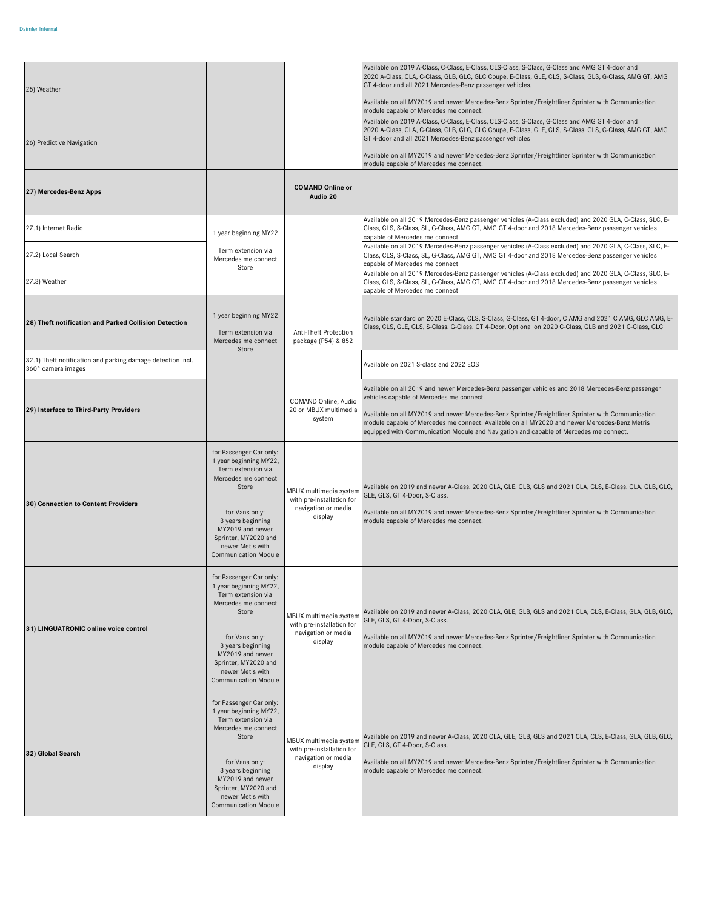| | | | |
|---|---|---|---|
| 25) Weather | | | Available on 2019 A-Class, C-Class, E-Class, CLS-Class, S-Class, G-Class and AMG GT 4-door and 2020 A-Class, CLA, C-Class, GLB, GLC, GLC Coupe, E-Class, GLE, CLS, S-Class, GLS, G-Class, AMG GT, AMG GT 4-door and all 2021 Mercedes-Benz passenger vehicles.<br><br>Available on all MY2019 and newer Mercedes-Benz Sprinter/Freightliner Sprinter with Communication module capable of Mercedes me connect. |
| 26) Predictive Navigation | | | Available on 2019 A-Class, C-Class, E-Class, CLS-Class, S-Class, G-Class and AMG GT 4-door and 2020 A-Class, CLA, C-Class, GLB, GLC, GLC Coupe, E-Class, GLE, CLS, S-Class, GLS, G-Class, AMG GT, AMG GT 4-door and all 2021 Mercedes-Benz passenger vehicles<br><br>Available on all MY2019 and newer Mercedes-Benz Sprinter/Freightliner Sprinter with Communication module capable of Mercedes me connect. |
| **27) Mercedes-Benz Apps** | | **COMAND Online or Audio 20** | |
| 27.1) Internet Radio | 1 year beginning MY22<br><br>Term extension via Mercedes me connect Store | | Available on all 2019 Mercedes-Benz passenger vehicles (A-Class excluded) and 2020 GLA, C-Class, SLC, E-Class, CLS, S-Class, SL, G-Class, AMG GT, AMG GT 4-door and 2018 Mercedes-Benz passenger vehicles capable of Mercedes me connect |
| 27.2) Local Search | | | Available on all 2019 Mercedes-Benz passenger vehicles (A-Class excluded) and 2020 GLA, C-Class, SLC, E-Class, CLS, S-Class, SL, G-Class, AMG GT, AMG GT 4-door and 2018 Mercedes-Benz passenger vehicles capable of Mercedes me connect |
| 27.3) Weather | | | Available on all 2019 Mercedes-Benz passenger vehicles (A-Class excluded) and 2020 GLA, C-Class, SLC, E-Class, CLS, S-Class, SL, G-Class, AMG GT, AMG GT 4-door and 2018 Mercedes-Benz passenger vehicles capable of Mercedes me connect |
| **28) Theft notification and Parked Collision Detection** | 1 year beginning MY22<br><br>Term extension via Mercedes me connect Store | Anti-Theft Protection package (P54) & 852 | Available standard on 2020 E-Class, CLS, S-Class, G-Class, GT 4-door, C AMG and 2021 C AMG, GLC AMG, E-Class, CLS, GLE, GLS, S-Class, G-Class, GT 4-Door. Optional on 2020 C-Class, GLB and 2021 C-Class, GLC |
| 32.1) Theft notification and parking damage detection incl. 360° camera images | | | Available on 2021 S-class and 2022 EQS |
| **29) Interface to Third-Party Providers** | | COMAND Online, Audio 20 or MBUX multimedia system | Available on all 2019 and newer Mercedes-Benz passenger vehicles and 2018 Mercedes-Benz passenger vehicles capable of Mercedes me connect.<br><br>Available on all MY2019 and newer Mercedes-Benz Sprinter/Freightliner Sprinter with Communication module capable of Mercedes me connect. Available on all MY2020 and newer Mercedes-Benz Metris equipped with Communication Module and Navigation and capable of Mercedes me connect. |
| **30) Connection to Content Providers** | for Passenger Car only: 1 year beginning MY22, Term extension via Mercedes me connect Store<br><br>for Vans only: 3 years beginning MY2019 and newer Sprinter, MY2020 and newer Metis with Communication Module | MBUX multimedia system with pre-installation for navigation or media display | Available on 2019 and newer A-Class, 2020 CLA, GLE, GLB, GLS and 2021 CLA, CLS, E-Class, GLA, GLB, GLC, GLE, GLS, GT 4-Door, S-Class.<br><br>Available on all MY2019 and newer Mercedes-Benz Sprinter/Freightliner Sprinter with Communication module capable of Mercedes me connect. |
| **31) LINGUATRONIC online voice control** | for Passenger Car only: 1 year beginning MY22, Term extension via Mercedes me connect Store<br><br>for Vans only: 3 years beginning MY2019 and newer Sprinter, MY2020 and newer Metis with Communication Module | MBUX multimedia system with pre-installation for navigation or media display | Available on 2019 and newer A-Class, 2020 CLA, GLE, GLB, GLS and 2021 CLA, CLS, E-Class, GLA, GLB, GLC, GLE, GLS, GT 4-Door, S-Class.<br><br>Available on all MY2019 and newer Mercedes-Benz Sprinter/Freightliner Sprinter with Communication module capable of Mercedes me connect. |
| **32) Global Search** | for Passenger Car only: 1 year beginning MY22, Term extension via Mercedes me connect Store<br><br>for Vans only: 3 years beginning MY2019 and newer Sprinter, MY2020 and newer Metis with Communication Module | MBUX multimedia system with pre-installation for navigation or media display | Available on 2019 and newer A-Class, 2020 CLA, GLE, GLB, GLS and 2021 CLA, CLS, E-Class, GLA, GLB, GLC, GLE, GLS, GT 4-Door, S-Class.<br><br>Available on all MY2019 and newer Mercedes-Benz Sprinter/Freightliner Sprinter with Communication module capable of Mercedes me connect. |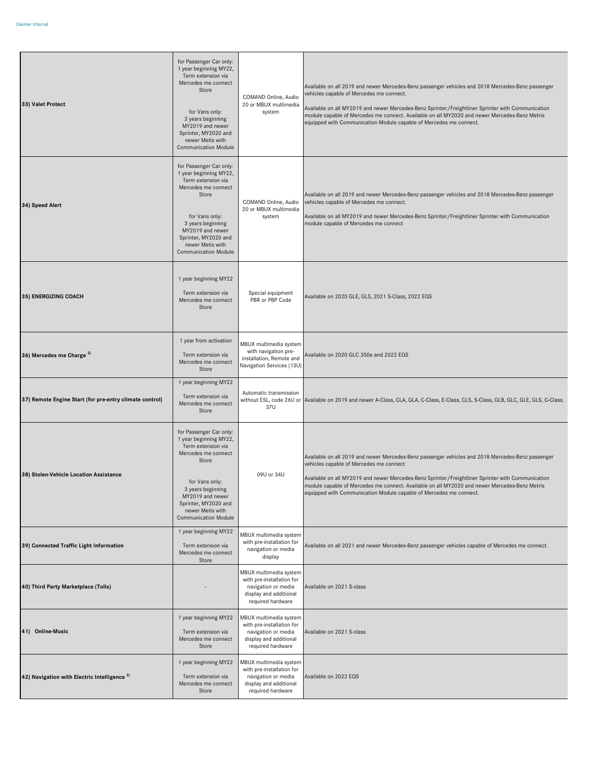| | | | |
|---|---|---|---|
| **33) Valet Protect** | for Passenger Car only: 1 year beginning MY22, Term extension via Mercedes me connect Store<br><br>for Vans only: 3 years beginning MY2019 and newer Sprinter, MY2020 and newer Metis with Communication Module | COMAND Online, Audio 20 or MBUX multimedia system | Available on all 2019 and newer Mercedes-Benz passenger vehicles and 2018 Mercedes-Benz passenger vehicles capable of Mercedes me connect.<br><br>Available on all MY2019 and newer Mercedes-Benz Sprinter/Freightliner Sprinter with Communication module capable of Mercedes me connect. Available on all MY2020 and newer Mercedes-Benz Metris equipped with Communication Module capable of Mercedes me connect. |
| **34) Speed Alert** | for Passenger Car only: 1 year beginning MY22, Term extension via Mercedes me connect Store<br><br>for Vans only: 3 years beginning MY2019 and newer Sprinter, MY2020 and newer Metis with Communication Module | COMAND Online, Audio 20 or MBUX multimedia system | Available on all 2019 and newer Mercedes-Benz passenger vehicles and 2018 Mercedes-Benz passenger vehicles capable of Mercedes me connect.<br><br>Available on all MY2019 and newer Mercedes-Benz Sprinter/Freightliner Sprinter with Communication module capable of Mercedes me connect |
| **35) ENERGIZING COACH** | 1 year beginning MY22<br><br>Term extension via Mercedes me connect Store | Special equipment PBR or PBP Code | Available on 2020 GLE, GLS, 2021 S-Class, 2022 EQS |
| **36) Mercedes me Charge [2)]** | 1 year from activation<br><br>Term extension via Mercedes me connect Store | MBUX multimedia system with navigation pre-installation, Remote and Navigation Services (13U) | Available on 2020 GLC 350e and 2022 EQS |
| **37) Remote Engine Start (for pre-entry climate control)** | 1 year beginning MY22<br><br>Term extension via Mercedes me connect Store | Automatic transmission without ESL, code 26U or 37U | Available on 2019 and newer A-Class, CLA, GLA, C-Class, E-Class, CLS, S-Class, GLB, GLC, GLE, GLS, G-Class. |
| **38) Stolen-Vehicle Location Assistance** | for Passenger Car only: 1 year beginning MY22, Term extension via Mercedes me connect Store<br><br>for Vans only: 3 years beginning MY2019 and newer Sprinter, MY2020 and newer Metis with Communication Module | 09U or 34U | Available on all 2019 and newer Mercedes-Benz passenger vehicles and 2018 Mercedes-Benz passenger vehicles capable of Mercedes me connect<br><br>Available on all MY2019 and newer Mercedes-Benz Sprinter/Freightliner Sprinter with Communication module capable of Mercedes me connect. Available on all MY2020 and newer Mercedes-Benz Metris equipped with Communication Module capable of Mercedes me connect. |
| **39) Connected Traffic Light Information** | 1 year beginning MY22<br><br>Term extension via Mercedes me connect Store | MBUX multimedia system with pre-installation for navigation or media display | Available on all 2021 and newer Mercedes-Benz passenger vehicles capable of Mercedes me connect. |
| **40) Third Party Marketplace (Tolls)** | - | MBUX multimedia system with pre-installation for navigation or media display and additional required hardware | Available on 2021 S-class |
| **41) Online-Music** | 1 year beginning MY22<br><br>Term extension via Mercedes me connect Store | MBUX multimedia system with pre-installation for navigation or media display and additional required hardware | Available on 2021 S-class |
| **42) Navigation with Electric Intelligence [2)]** | 1 year beginning MY22<br><br>Term extension via Mercedes me connect Store | MBUX multimedia system with pre-installation for navigation or media display and additional required hardware | Available on 2022 EQS |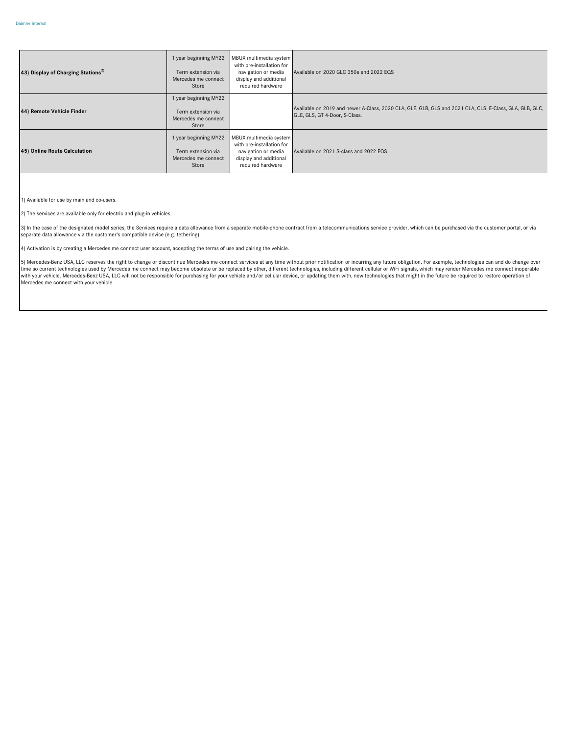| | | | |
|---|---|---|---|
| **43) Display of Charging Stations[2)]** | 1 year beginning MY22<br><br>Term extension via Mercedes me connect Store | MBUX multimedia system with pre-installation for navigation or media display and additional required hardware | Available on 2020 GLC 350e and 2022 EQS |
| **44) Remote Vehicle Finder** | 1 year beginning MY22<br><br>Term extension via Mercedes me connect Store | | Available on 2019 and newer A-Class, 2020 CLA, GLE, GLB, GLS and 2021 CLA, CLS, E-Class, GLA, GLB, GLC, GLE, GLS, GT 4-Door, S-Class. |
| **45) Online Route Calculation** | 1 year beginning MY22<br><br>Term extension via Mercedes me connect Store | MBUX multimedia system with pre-installation for navigation or media display and additional required hardware | Available on 2021 S-class and 2022 EQS |

1) Available for use by main and co-users.

2) The services are available only for electric and plug-in vehicles.

3) In the case of the designated model series, the Services require a data allowance from a separate mobile-phone contract from a telecommunications service provider, which can be purchased via the customer portal, or via separate data allowance via the customer's compatible device (e.g. tethering).

4) Activation is by creating a Mercedes me connect user account, accepting the terms of use and pairing the vehicle.

5) Mercedes-Benz USA, LLC reserves the right to change or discontinue Mercedes me connect services at any time without prior notification or incurring any future obligation. For example, technologies can and do change over time so current technologies used by Mercedes me connect may become obsolete or be replaced by other, different technologies, including different cellular or WiFi signals, which may render Mercedes me connect inoperable with your vehicle. Mercedes-Benz USA, LLC will not be responsible for purchasing for your vehicle and/or cellular device, or updating them with, new technologies that might in the future be required to restore operation of Mercedes me connect with your vehicle.